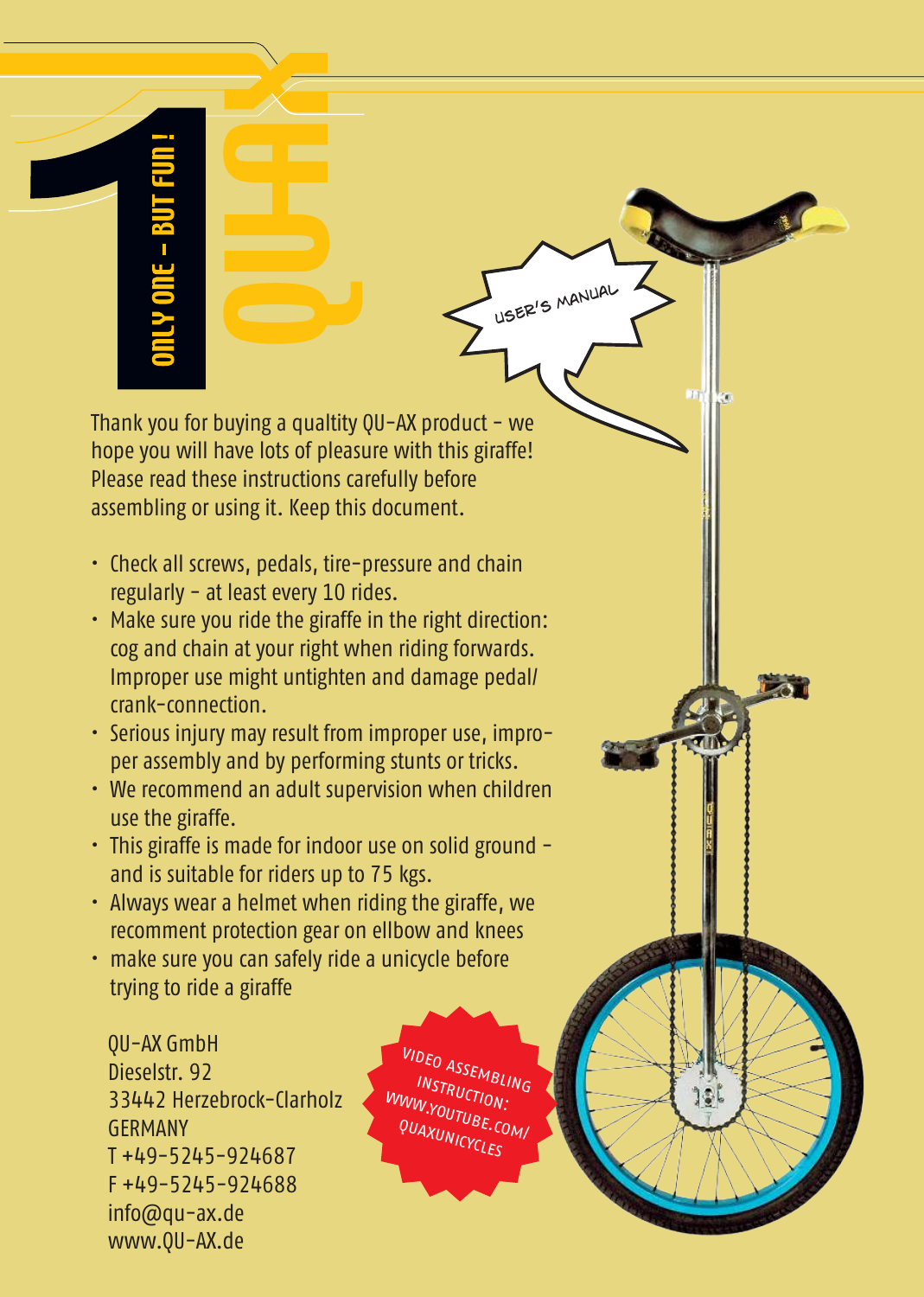# QU-AX

**ONLY ONE – BUT FUN !**

USER'S MANUAL

Thank you for buying a qualtity QU-AX product – we hope you will have lots of pleasure with this giraffe! Please read these instructions carefully before assembling or using it. Keep this document.

- Check all screws, pedals, tire-pressure and chain regularly – at least every 10 rides.
- Make sure you ride the giraffe in the right direction: cog and chain at your right when riding forwards. Improper use might untighten and damage pedal/crank-connection.
- Serious injury may result from improper use, improper assembly and by performing stunts or tricks.
- We recommend an adult supervision when children use the giraffe.
- This giraffe is made for indoor use on solid ground – and is suitable for riders up to 75 kgs.
- Always wear a helmet when riding the giraffe, we recomment protection gear on ellbow and knees
- make sure you can safely ride a unicycle before trying to ride a giraffe

QU-AX GmbH
Dieselstr. 92
33442 Herzebrock-Clarholz
GERMANY
T +49-5245-924687
F +49-5245-924688
info@qu-ax.de
www.QU-AX.de

VIDEO ASSEMBLING INSTRUCTION: WWW.YOUTUBE.COM/QUAXUNICYCLES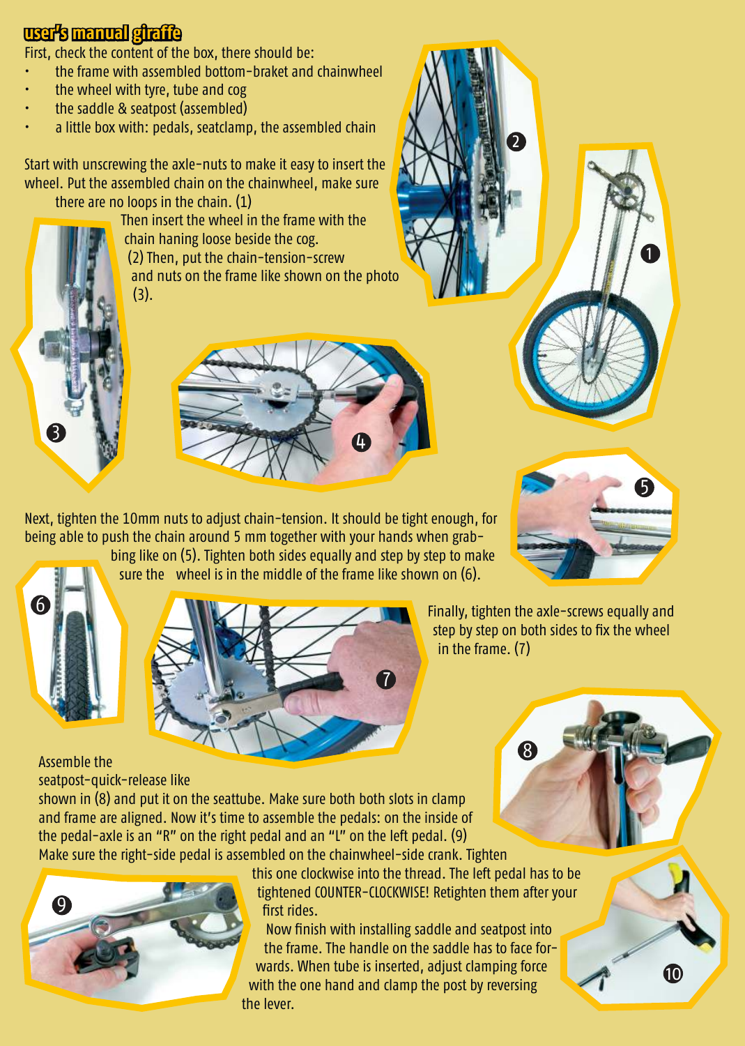# user's manual giraffe

First, check the content of the box, there should be:

- the frame with assembled bottom-braket and chainwheel
- the wheel with tyre, tube and cog
- the saddle & seatpost (assembled)
- a little box with: pedals, seatclamp, the assembled chain

Start with unscrewing the axle-nuts to make it easy to insert the wheel. Put the assembled chain on the chainwheel, make sure there are no loops in the chain. (1)

Then insert the wheel in the frame with the chain haning loose beside the cog.

(2) Then, put the chain-tension-screw and nuts on the frame like shown on the photo (3).

Next, tighten the 10mm nuts to adjust chain-tension. It should be tight enough, for being able to push the chain around 5 mm together with your hands when grabbing like on (5). Tighten both sides equally and step by step to make sure the wheel is in the middle of the frame like shown on (6).

Finally, tighten the axle-screws equally and step by step on both sides to fix the wheel in the frame. (7)

Assemble the seatpost-quick-release like shown in (8) and put it on the seattube. Make sure both both slots in clamp and frame are aligned. Now it's time to assemble the pedals: on the inside of the pedal-axle is an "R" on the right pedal and an "L" on the left pedal. (9) Make sure the right-side pedal is assembled on the chainwheel-side crank. Tighten this one clockwise into the thread. The left pedal has to be tightened COUNTER-CLOCKWISE! Retighten them after your first rides.

Now finish with installing saddle and seatpost into the frame. The handle on the saddle has to face forwards. When tube is inserted, adjust clamping force with the one hand and clamp the post by reversing the lever.